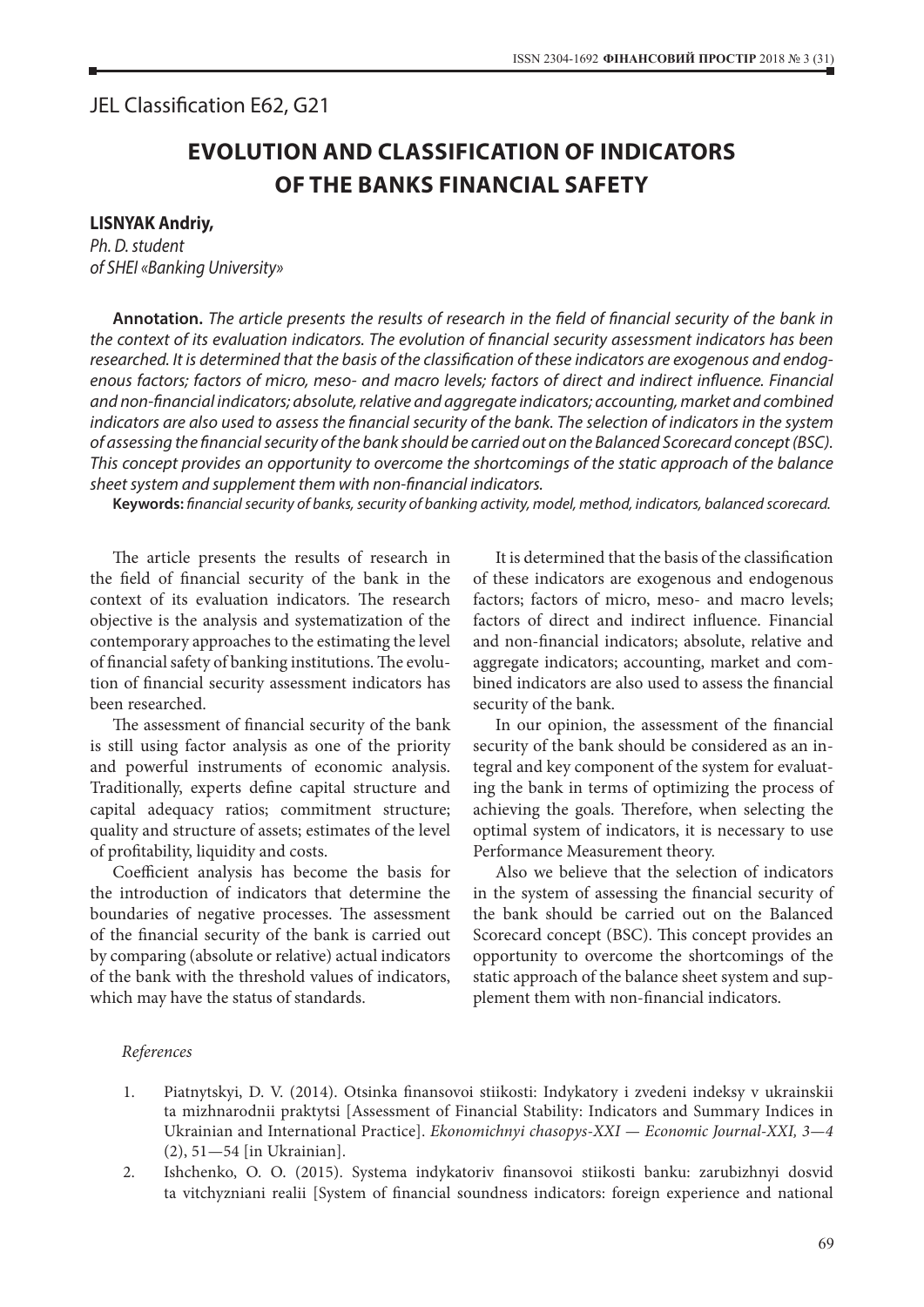JEL Classification E62, G21

# EVOLUTION AND CLASSIFICATION OF INDICATORS OF THE BANKS FINANCIAL SAFETY

**LISNYAK Andriy,**
*Ph. D. student*
*of SHEI «Banking University»*

**Annotation.** *The article presents the results of research in the field of financial security of the bank in the context of its evaluation indicators. The evolution of financial security assessment indicators has been researched. It is determined that the basis of the classification of these indicators are exogenous and endogenous factors; factors of micro, meso- and macro levels; factors of direct and indirect influence. Financial and non-financial indicators; absolute, relative and aggregate indicators; accounting, market and combined indicators are also used to assess the financial security of the bank. The selection of indicators in the system of assessing the financial security of the bank should be carried out on the Balanced Scorecard concept (BSC). This concept provides an opportunity to overcome the shortcomings of the static approach of the balance sheet system and supplement them with non-financial indicators.*

**Keywords:** *financial security of banks, security of banking activity, model, method, indicators, balanced scorecard.*

The article presents the results of research in the field of financial security of the bank in the context of its evaluation indicators. The research objective is the analysis and systematization of the contemporary approaches to the estimating the level of financial safety of banking institutions. The evolution of financial security assessment indicators has been researched.

The assessment of financial security of the bank is still using factor analysis as one of the priority and powerful instruments of economic analysis. Traditionally, experts define capital structure and capital adequacy ratios; commitment structure; quality and structure of assets; estimates of the level of profitability, liquidity and costs.

Coefficient analysis has become the basis for the introduction of indicators that determine the boundaries of negative processes. The assessment of the financial security of the bank is carried out by comparing (absolute or relative) actual indicators of the bank with the threshold values of indicators, which may have the status of standards.

It is determined that the basis of the classification of these indicators are exogenous and endogenous factors; factors of micro, meso- and macro levels; factors of direct and indirect influence. Financial and non-financial indicators; absolute, relative and aggregate indicators; accounting, market and combined indicators are also used to assess the financial security of the bank.

In our opinion, the assessment of the financial security of the bank should be considered as an integral and key component of the system for evaluating the bank in terms of optimizing the process of achieving the goals. Therefore, when selecting the optimal system of indicators, it is necessary to use Performance Measurement theory.

Also we believe that the selection of indicators in the system of assessing the financial security of the bank should be carried out on the Balanced Scorecard concept (BSC). This concept provides an opportunity to overcome the shortcomings of the static approach of the balance sheet system and supplement them with non-financial indicators.

*References*

1. Piatnytskyi, D. V. (2014). Otsinka finansovoi stiikosti: Indykatory i zvedeni indeksy v ukrainskii ta mizhnarodnii praktytsi [Assessment of Financial Stability: Indicators and Summary Indices in Ukrainian and International Practice]. *Ekonomichnyi chasopys-XXI — Economic Journal-XXI, 3—4* (2), 51—54 [in Ukrainian].
2. Ishchenko, O. O. (2015). Systema indykatoriv finansovoi stiikosti banku: zarubizhnyi dosvid ta vitchyzniani realii [System of financial soundness indicators: foreign experience and national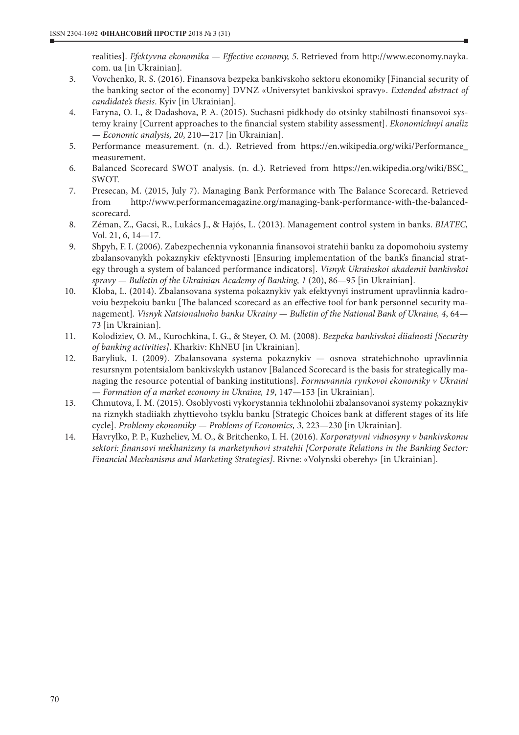realities]. *Efektyvna ekonomika — Effective economy, 5*. Retrieved from http://www.economy.nayka.com. ua [in Ukrainian].

3. Vovchenko, R. S. (2016). Finansova bezpeka bankivskoho sektoru ekonomiky [Financial security of the banking sector of the economy] DVNZ «Universytet bankivskoi spravy». *Extended abstract of candidate's thesis*. Kyiv [in Ukrainian].
4. Faryna, O. I., & Dadashova, P. A. (2015). Suchasni pidkhody do otsinky stabilnosti finansovoi systemy krainy [Current approaches to the financial system stability assessment]. *Ekonomichnyi analiz — Economic analysis, 20*, 210—217 [in Ukrainian].
5. Performance measurement. (n. d.). Retrieved from https://en.wikipedia.org/wiki/Performance_measurement.
6. Balanced Scorecard SWOT analysis. (n. d.). Retrieved from https://en.wikipedia.org/wiki/BSC_SWOT.
7. Presecan, M. (2015, July 7). Managing Bank Performance with The Balance Scorecard. Retrieved from http://www.performancemagazine.org/managing-bank-performance-with-the-balanced-scorecard.
8. Zéman, Z., Gacsi, R., Lukács J., & Hajós, L. (2013). Management control system in banks. *BIATEC,* Vol. 21, 6, 14—17.
9. Shpyh, F. I. (2006). Zabezpechennia vykonannia finansovoi stratehii banku za dopomohoiu systemy zbalansovanykh pokaznykiv efektyvnosti [Ensuring implementation of the bank's financial strategy through a system of balanced performance indicators]. *Visnyk Ukrainskoi akademii bankivskoi spravy — Bulletin of the Ukrainian Academy of Banking, 1* (20), 86—95 [in Ukrainian].
10. Kloba, L. (2014). Zbalansovana systema pokaznykiv yak efektyvnyi instrument upravlinnia kadrovoiu bezpekoiu banku [The balanced scorecard as an effective tool for bank personnel security management]. *Visnyk Natsionalnoho banku Ukrainy — Bulletin of the National Bank of Ukraine, 4*, 64—73 [in Ukrainian].
11. Kolodiziev, O. M., Kurochkina, I. G., & Steyer, O. M. (2008). *Bezpeka bankivskoi diialnosti [Security of banking activities]*. Kharkiv: KhNEU [in Ukrainian].
12. Baryliuk, I. (2009). Zbalansovana systema pokaznykiv — osnova stratehichnoho upravlinnia resursnym potentsialom bankivskykh ustanov [Balanced Scorecard is the basis for strategically managing the resource potential of banking institutions]. *Formuvannia rynkovoi ekonomiky v Ukraini — Formation of a market economy in Ukraine, 19*, 147—153 [in Ukrainian].
13. Chmutova, I. M. (2015). Osoblyvosti vykorystannia tekhnolohii zbalansovanoi systemy pokaznykiv na riznykh stadiiakh zhyttievoho tsyklu banku [Strategic Choices bank at different stages of its life cycle]. *Problemy ekonomiky — Problems of Economics, 3*, 223—230 [in Ukrainian].
14. Havrylko, P. P., Kuzheliev, M. O., & Britchenko, I. H. (2016). *Korporatyvni vidnosyny v bankivskomu sektori: finansovi mekhanizmy ta marketynhovi stratehii [Corporate Relations in the Banking Sector: Financial Mechanisms and Marketing Strategies]*. Rivne: «Volynski oberehy» [in Ukrainian].